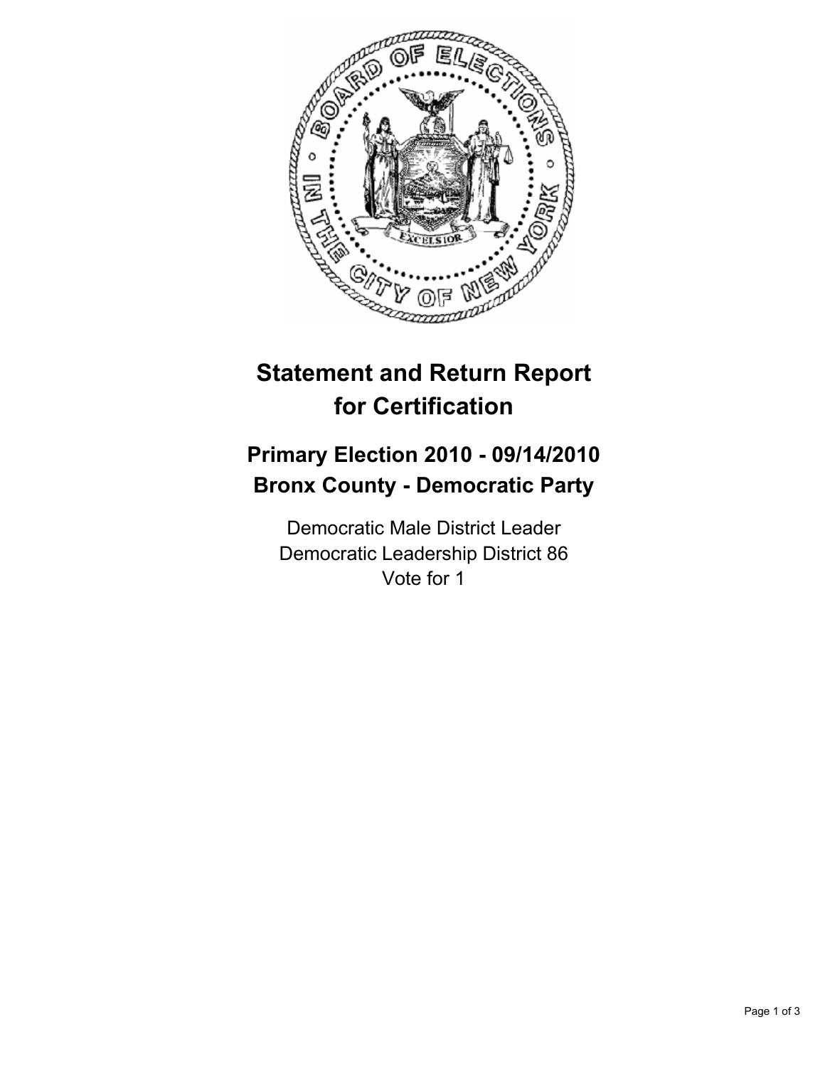# Statement and Return Report for Certification

## Primary Election 2010 - 09/14/2010
## Bronx County - Democratic Party

Democratic Male District Leader
Democratic Leadership District 86
Vote for 1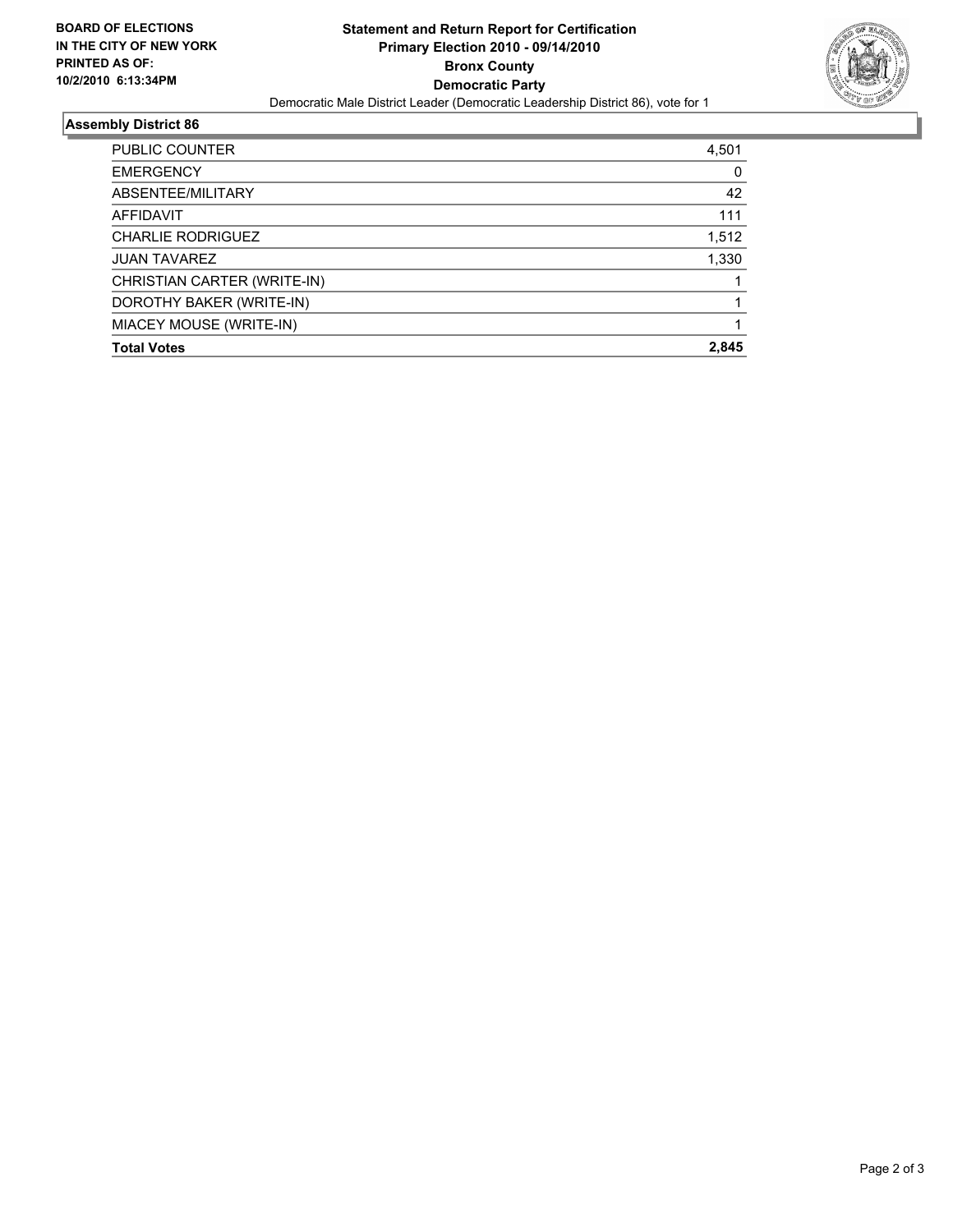**BOARD OF ELECTIONS IN THE CITY OF NEW YORK**
**PRINTED AS OF: 10/2/2010 6:13:34PM**

# Statement and Return Report for Certification
## Primary Election 2010 - 09/14/2010
## Bronx County
## Democratic Party

Democratic Male District Leader (Democratic Leadership District 86), vote for 1

### Assembly District 86

| | |
|---|---|
| PUBLIC COUNTER | 4,501 |
| EMERGENCY | 0 |
| ABSENTEE/MILITARY | 42 |
| AFFIDAVIT | 111 |
| CHARLIE RODRIGUEZ | 1,512 |
| JUAN TAVAREZ | 1,330 |
| CHRISTIAN CARTER (WRITE-IN) | 1 |
| DOROTHY BAKER (WRITE-IN) | 1 |
| MIACEY MOUSE (WRITE-IN) | 1 |
| **Total Votes** | **2,845** |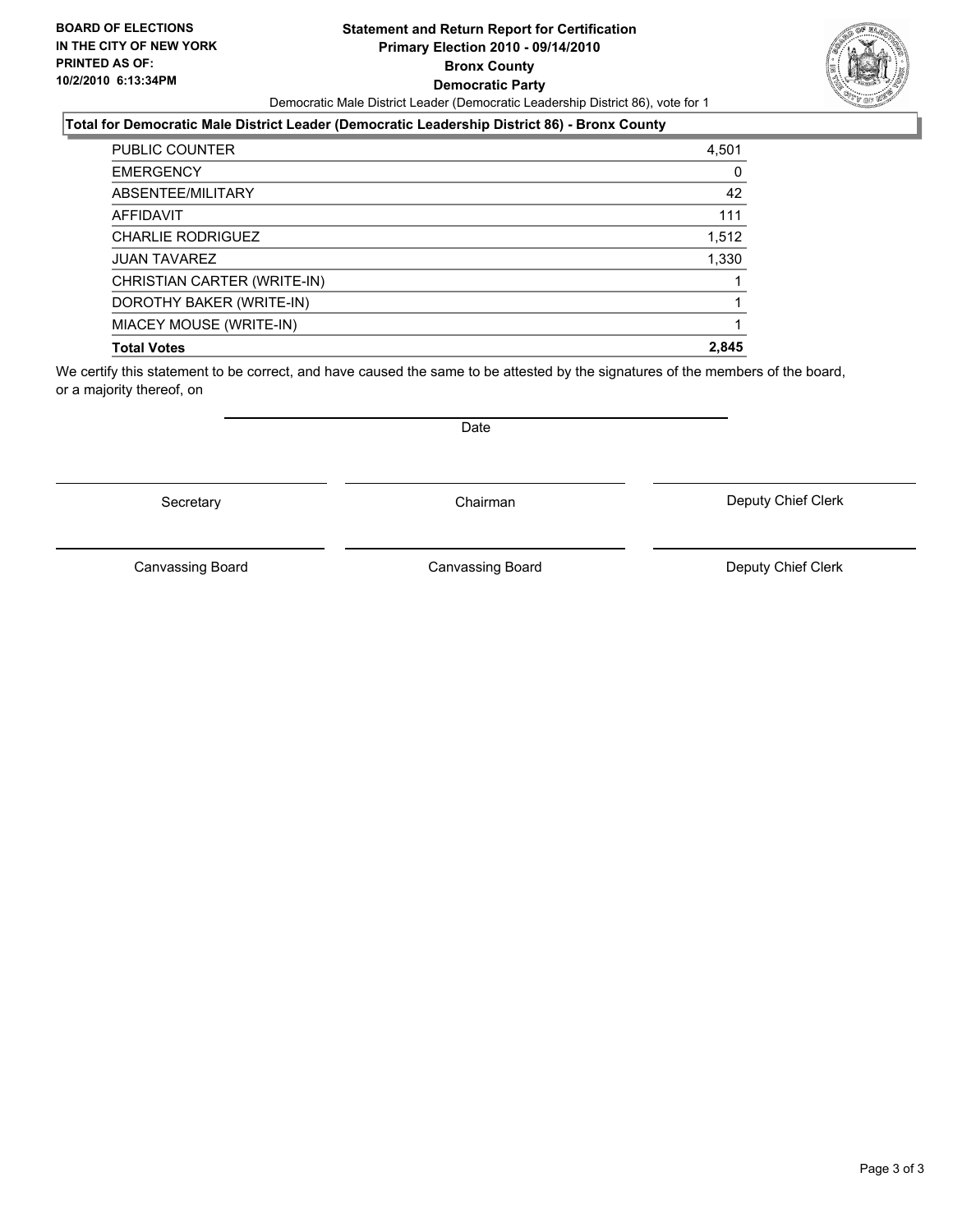**BOARD OF ELECTIONS IN THE CITY OF NEW YORK PRINTED AS OF: 10/2/2010 6:13:34PM**

# Statement and Return Report for Certification
## Primary Election 2010 - 09/14/2010
## Bronx County
## Democratic Party

Democratic Male District Leader (Democratic Leadership District 86), vote for 1

### Total for Democratic Male District Leader (Democratic Leadership District 86) - Bronx County

| | |
|---|---|
| PUBLIC COUNTER | 4,501 |
| EMERGENCY | 0 |
| ABSENTEE/MILITARY | 42 |
| AFFIDAVIT | 111 |
| CHARLIE RODRIGUEZ | 1,512 |
| JUAN TAVAREZ | 1,330 |
| CHRISTIAN CARTER (WRITE-IN) | 1 |
| DOROTHY BAKER (WRITE-IN) | 1 |
| MIACEY MOUSE (WRITE-IN) | 1 |
| **Total Votes** | **2,845** |

We certify this statement to be correct, and have caused the same to be attested by the signatures of the members of the board, or a majority thereof, on

Date

Secretary

Chairman

Deputy Chief Clerk

Canvassing Board

Canvassing Board

Deputy Chief Clerk